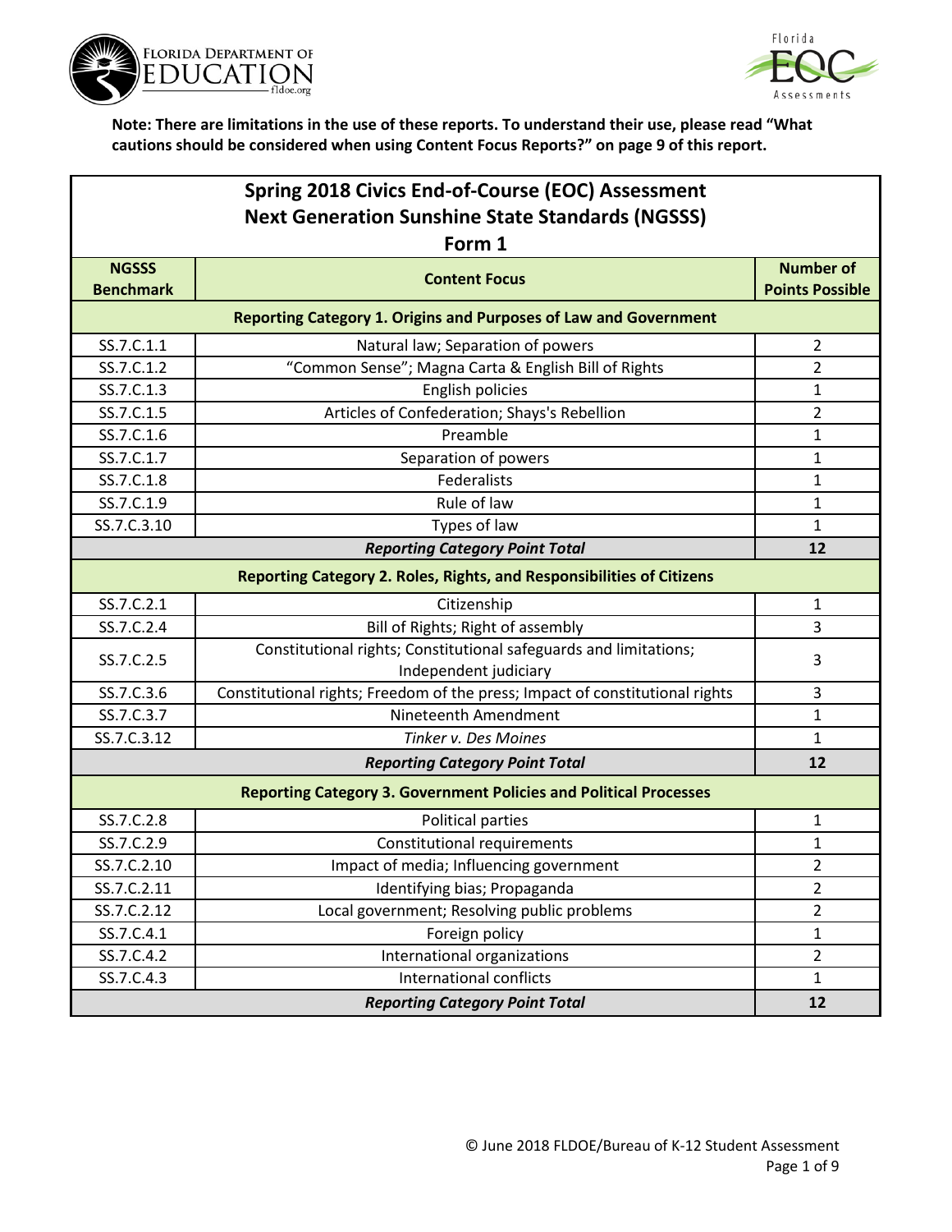**Note: There are limitations in the use of these reports. To understand their use, please read "What cautions should be considered when using Content Focus Reports?" on page 9 of this report.**

## Spring 2018 Civics End-of-Course (EOC) Assessment
## Next Generation Sunshine State Standards (NGSSS)
## Form 1

| NGSSS Benchmark | Content Focus | Number of Points Possible |
|---|---|---|
| **Reporting Category 1. Origins and Purposes of Law and Government** | | |
| SS.7.C.1.1 | Natural law; Separation of powers | 2 |
| SS.7.C.1.2 | "Common Sense"; Magna Carta & English Bill of Rights | 2 |
| SS.7.C.1.3 | English policies | 1 |
| SS.7.C.1.5 | Articles of Confederation; Shays's Rebellion | 2 |
| SS.7.C.1.6 | Preamble | 1 |
| SS.7.C.1.7 | Separation of powers | 1 |
| SS.7.C.1.8 | Federalists | 1 |
| SS.7.C.1.9 | Rule of law | 1 |
| SS.7.C.3.10 | Types of law | 1 |
| | ***Reporting Category Point Total*** | **12** |
| **Reporting Category 2. Roles, Rights, and Responsibilities of Citizens** | | |
| SS.7.C.2.1 | Citizenship | 1 |
| SS.7.C.2.4 | Bill of Rights; Right of assembly | 3 |
| SS.7.C.2.5 | Constitutional rights; Constitutional safeguards and limitations; Independent judiciary | 3 |
| SS.7.C.3.6 | Constitutional rights; Freedom of the press; Impact of constitutional rights | 3 |
| SS.7.C.3.7 | Nineteenth Amendment | 1 |
| SS.7.C.3.12 | *Tinker v. Des Moines* | 1 |
| | ***Reporting Category Point Total*** | **12** |
| **Reporting Category 3. Government Policies and Political Processes** | | |
| SS.7.C.2.8 | Political parties | 1 |
| SS.7.C.2.9 | Constitutional requirements | 1 |
| SS.7.C.2.10 | Impact of media; Influencing government | 2 |
| SS.7.C.2.11 | Identifying bias; Propaganda | 2 |
| SS.7.C.2.12 | Local government; Resolving public problems | 2 |
| SS.7.C.4.1 | Foreign policy | 1 |
| SS.7.C.4.2 | International organizations | 2 |
| SS.7.C.4.3 | International conflicts | 1 |
| | ***Reporting Category Point Total*** | **12** |

© June 2018 FLDOE/Bureau of K-12 Student Assessment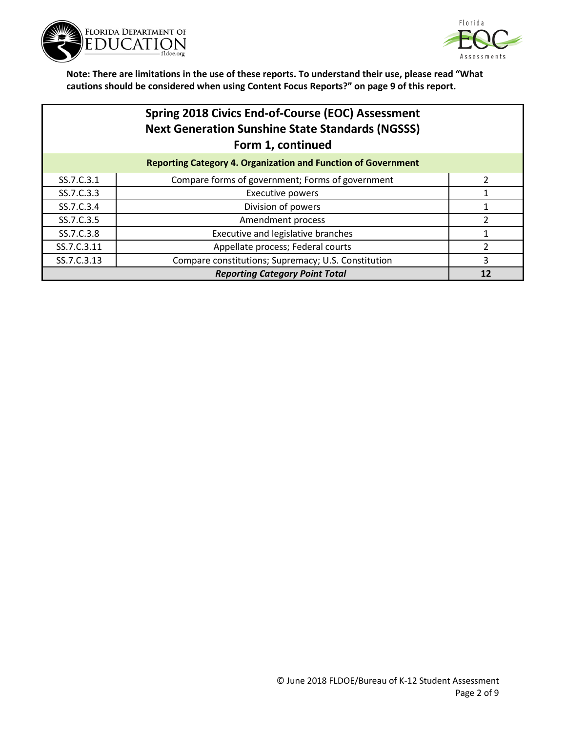**Note: There are limitations in the use of these reports. To understand their use, please read "What cautions should be considered when using Content Focus Reports?" on page 9 of this report.**

## Spring 2018 Civics End-of-Course (EOC) Assessment
## Next Generation Sunshine State Standards (NGSSS)
## Form 1, continued

| Reporting Category 4. Organization and Function of Government | | |
|---|---|---|
| SS.7.C.3.1 | Compare forms of government; Forms of government | 2 |
| SS.7.C.3.3 | Executive powers | 1 |
| SS.7.C.3.4 | Division of powers | 1 |
| SS.7.C.3.5 | Amendment process | 2 |
| SS.7.C.3.8 | Executive and legislative branches | 1 |
| SS.7.C.3.11 | Appellate process; Federal courts | 2 |
| SS.7.C.3.13 | Compare constitutions; Supremacy; U.S. Constitution | 3 |
| ***Reporting Category Point Total*** | | **12** |

© June 2018 FLDOE/Bureau of K-12 Student Assessment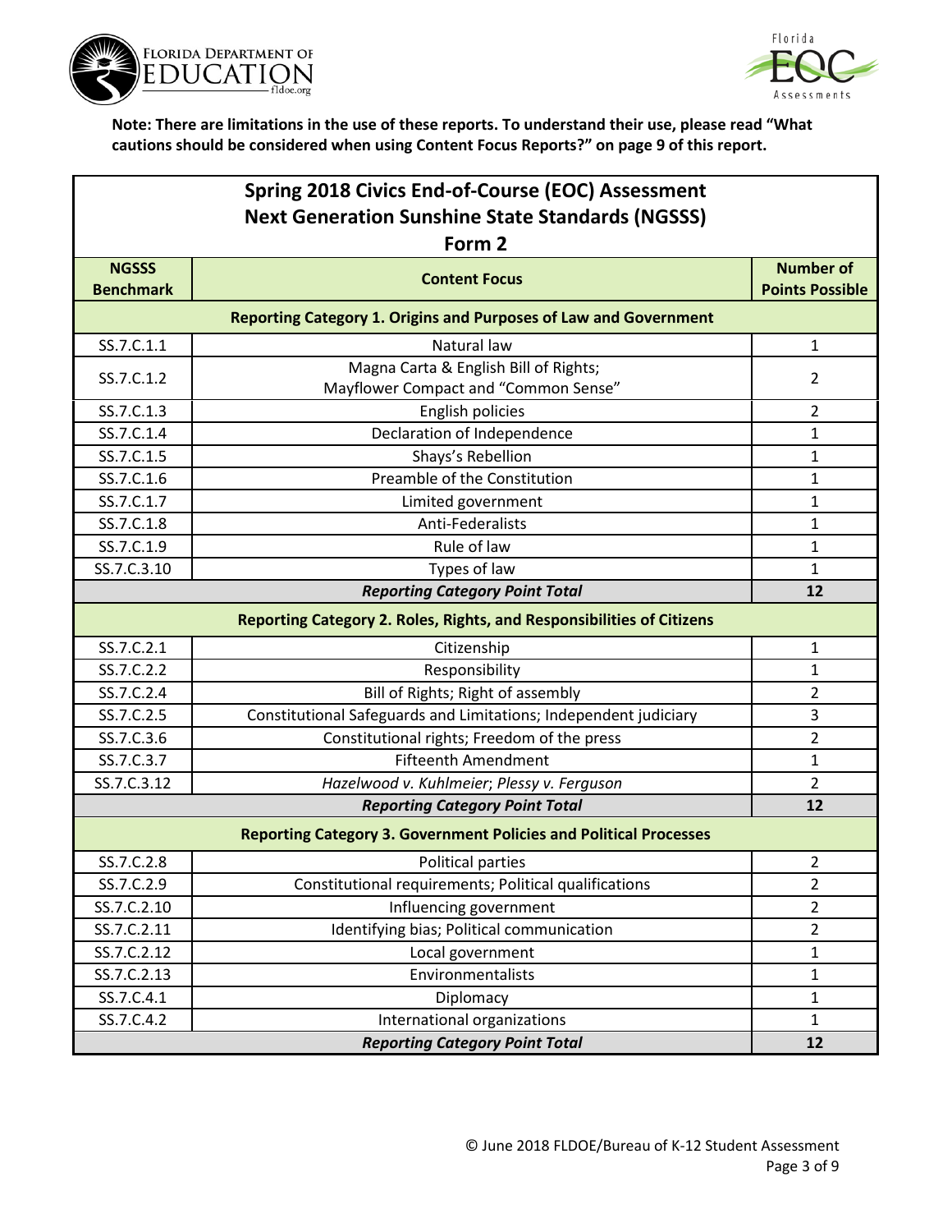**Note: There are limitations in the use of these reports. To understand their use, please read "What cautions should be considered when using Content Focus Reports?" on page 9 of this report.**

## Spring 2018 Civics End-of-Course (EOC) Assessment
## Next Generation Sunshine State Standards (NGSSS)
### Form 2

| NGSSS Benchmark | Content Focus | Number of Points Possible |
|---|---|---|
| **Reporting Category 1. Origins and Purposes of Law and Government** | | |
| SS.7.C.1.1 | Natural law | 1 |
| SS.7.C.1.2 | Magna Carta & English Bill of Rights; Mayflower Compact and "Common Sense" | 2 |
| SS.7.C.1.3 | English policies | 2 |
| SS.7.C.1.4 | Declaration of Independence | 1 |
| SS.7.C.1.5 | Shays's Rebellion | 1 |
| SS.7.C.1.6 | Preamble of the Constitution | 1 |
| SS.7.C.1.7 | Limited government | 1 |
| SS.7.C.1.8 | Anti-Federalists | 1 |
| SS.7.C.1.9 | Rule of law | 1 |
| SS.7.C.3.10 | Types of law | 1 |
| | ***Reporting Category Point Total*** | **12** |
| **Reporting Category 2. Roles, Rights, and Responsibilities of Citizens** | | |
| SS.7.C.2.1 | Citizenship | 1 |
| SS.7.C.2.2 | Responsibility | 1 |
| SS.7.C.2.4 | Bill of Rights; Right of assembly | 2 |
| SS.7.C.2.5 | Constitutional Safeguards and Limitations; Independent judiciary | 3 |
| SS.7.C.3.6 | Constitutional rights; Freedom of the press | 2 |
| SS.7.C.3.7 | Fifteenth Amendment | 1 |
| SS.7.C.3.12 | *Hazelwood v. Kuhlmeier*; *Plessy v. Ferguson* | 2 |
| | ***Reporting Category Point Total*** | **12** |
| **Reporting Category 3. Government Policies and Political Processes** | | |
| SS.7.C.2.8 | Political parties | 2 |
| SS.7.C.2.9 | Constitutional requirements; Political qualifications | 2 |
| SS.7.C.2.10 | Influencing government | 2 |
| SS.7.C.2.11 | Identifying bias; Political communication | 2 |
| SS.7.C.2.12 | Local government | 1 |
| SS.7.C.2.13 | Environmentalists | 1 |
| SS.7.C.4.1 | Diplomacy | 1 |
| SS.7.C.4.2 | International organizations | 1 |
| | ***Reporting Category Point Total*** | **12** |

© June 2018 FLDOE/Bureau of K-12 Student Assessment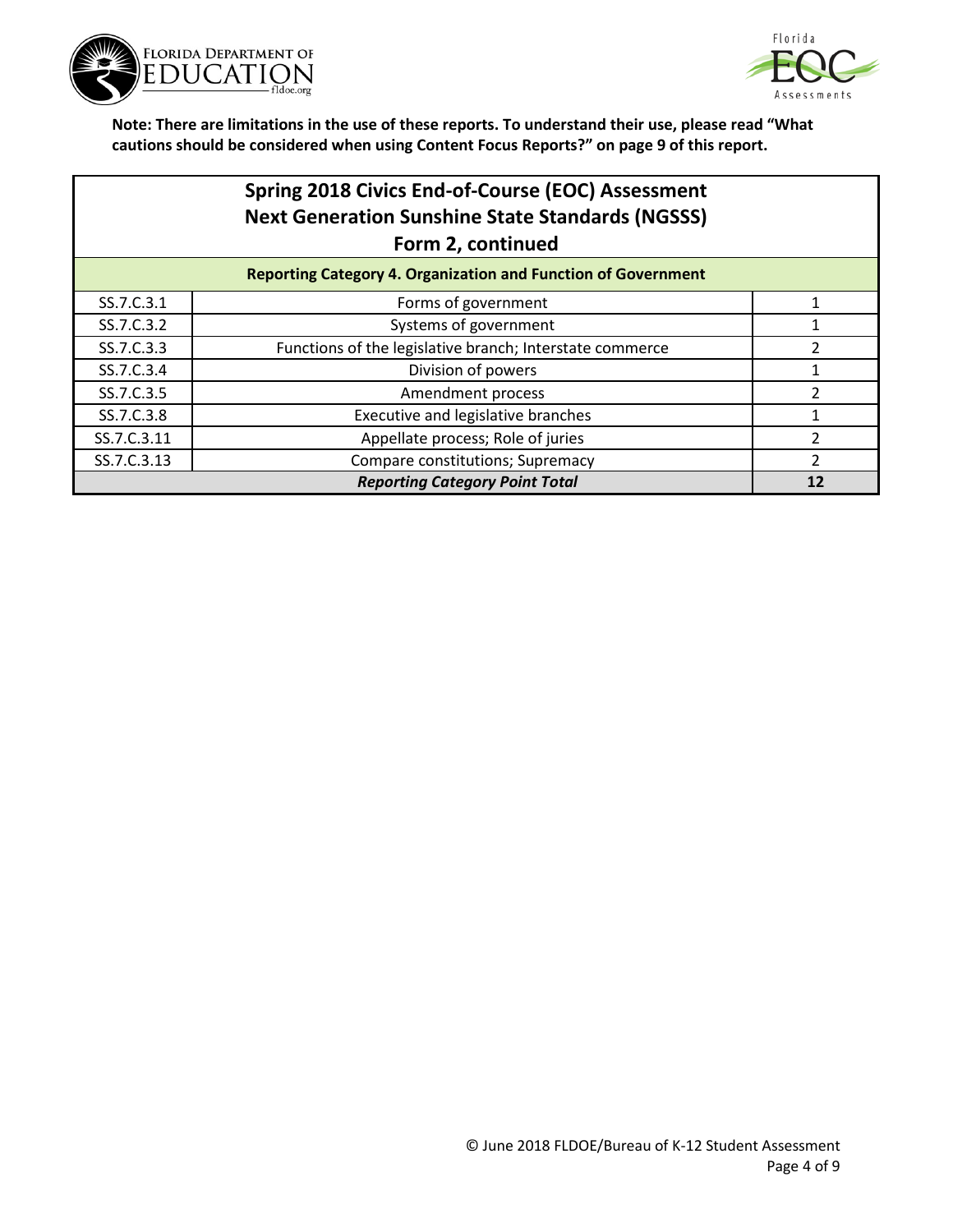**Note: There are limitations in the use of these reports. To understand their use, please read "What cautions should be considered when using Content Focus Reports?" on page 9 of this report.**

## Spring 2018 Civics End-of-Course (EOC) Assessment
## Next Generation Sunshine State Standards (NGSSS)
## Form 2, continued

| Reporting Category 4. Organization and Function of Government | | |
|---|---|---|
| SS.7.C.3.1 | Forms of government | 1 |
| SS.7.C.3.2 | Systems of government | 1 |
| SS.7.C.3.3 | Functions of the legislative branch; Interstate commerce | 2 |
| SS.7.C.3.4 | Division of powers | 1 |
| SS.7.C.3.5 | Amendment process | 2 |
| SS.7.C.3.8 | Executive and legislative branches | 1 |
| SS.7.C.3.11 | Appellate process; Role of juries | 2 |
| SS.7.C.3.13 | Compare constitutions; Supremacy | 2 |
| ***Reporting Category Point Total*** | | **12** |

© June 2018 FLDOE/Bureau of K-12 Student Assessment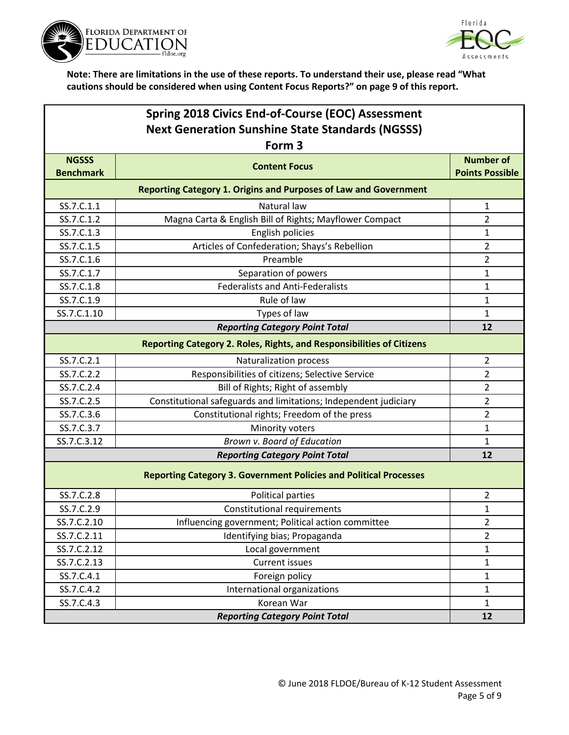**Note: There are limitations in the use of these reports. To understand their use, please read "What cautions should be considered when using Content Focus Reports?" on page 9 of this report.**

## Spring 2018 Civics End-of-Course (EOC) Assessment
## Next Generation Sunshine State Standards (NGSSS)
## Form 3

| NGSSS Benchmark | Content Focus | Number of Points Possible |
|---|---|---|
| **Reporting Category 1. Origins and Purposes of Law and Government** | | |
| SS.7.C.1.1 | Natural law | 1 |
| SS.7.C.1.2 | Magna Carta & English Bill of Rights; Mayflower Compact | 2 |
| SS.7.C.1.3 | English policies | 1 |
| SS.7.C.1.5 | Articles of Confederation; Shays's Rebellion | 2 |
| SS.7.C.1.6 | Preamble | 2 |
| SS.7.C.1.7 | Separation of powers | 1 |
| SS.7.C.1.8 | Federalists and Anti-Federalists | 1 |
| SS.7.C.1.9 | Rule of law | 1 |
| SS.7.C.1.10 | Types of law | 1 |
| ***Reporting Category Point Total*** | | **12** |
| **Reporting Category 2. Roles, Rights, and Responsibilities of Citizens** | | |
| SS.7.C.2.1 | Naturalization process | 2 |
| SS.7.C.2.2 | Responsibilities of citizens; Selective Service | 2 |
| SS.7.C.2.4 | Bill of Rights; Right of assembly | 2 |
| SS.7.C.2.5 | Constitutional safeguards and limitations; Independent judiciary | 2 |
| SS.7.C.3.6 | Constitutional rights; Freedom of the press | 2 |
| SS.7.C.3.7 | Minority voters | 1 |
| SS.7.C.3.12 | *Brown v. Board of Education* | 1 |
| ***Reporting Category Point Total*** | | **12** |
| **Reporting Category 3. Government Policies and Political Processes** | | |
| SS.7.C.2.8 | Political parties | 2 |
| SS.7.C.2.9 | Constitutional requirements | 1 |
| SS.7.C.2.10 | Influencing government; Political action committee | 2 |
| SS.7.C.2.11 | Identifying bias; Propaganda | 2 |
| SS.7.C.2.12 | Local government | 1 |
| SS.7.C.2.13 | Current issues | 1 |
| SS.7.C.4.1 | Foreign policy | 1 |
| SS.7.C.4.2 | International organizations | 1 |
| SS.7.C.4.3 | Korean War | 1 |
| ***Reporting Category Point Total*** | | **12** |

© June 2018 FLDOE/Bureau of K-12 Student Assessment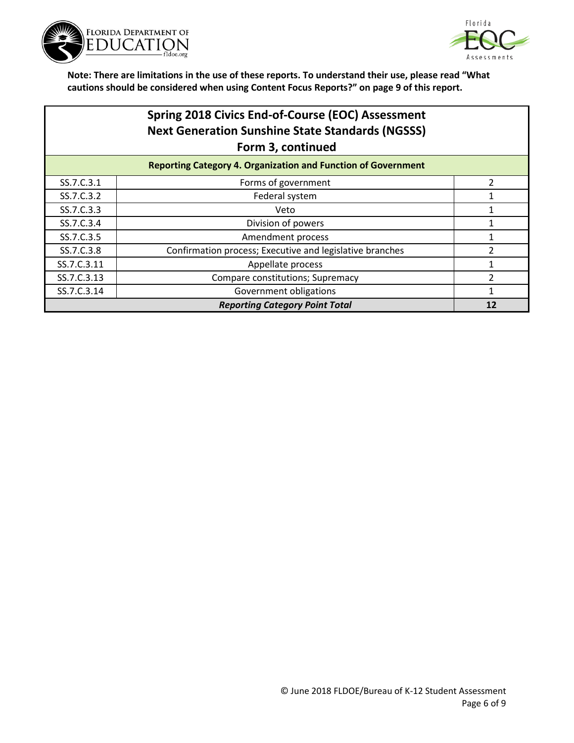**Note: There are limitations in the use of these reports. To understand their use, please read "What cautions should be considered when using Content Focus Reports?" on page 9 of this report.**

## Spring 2018 Civics End-of-Course (EOC) Assessment
## Next Generation Sunshine State Standards (NGSSS)
## Form 3, continued

| Reporting Category 4. Organization and Function of Government | | |
|---|---|---|
| SS.7.C.3.1 | Forms of government | 2 |
| SS.7.C.3.2 | Federal system | 1 |
| SS.7.C.3.3 | Veto | 1 |
| SS.7.C.3.4 | Division of powers | 1 |
| SS.7.C.3.5 | Amendment process | 1 |
| SS.7.C.3.8 | Confirmation process; Executive and legislative branches | 2 |
| SS.7.C.3.11 | Appellate process | 1 |
| SS.7.C.3.13 | Compare constitutions; Supremacy | 2 |
| SS.7.C.3.14 | Government obligations | 1 |
| | ***Reporting Category Point Total*** | **12** |

© June 2018 FLDOE/Bureau of K-12 Student Assessment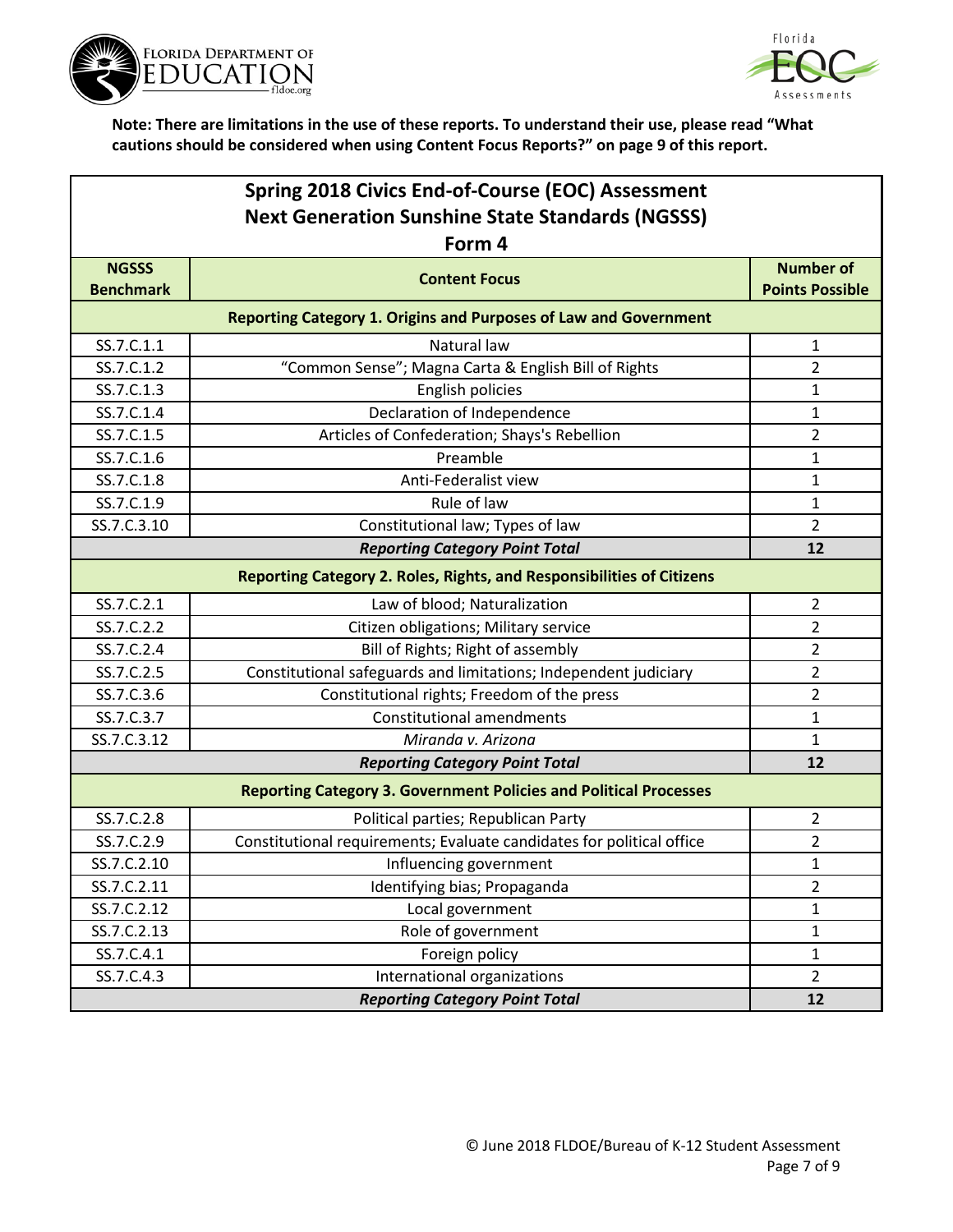**Note: There are limitations in the use of these reports. To understand their use, please read "What cautions should be considered when using Content Focus Reports?" on page 9 of this report.**

## Spring 2018 Civics End-of-Course (EOC) Assessment
## Next Generation Sunshine State Standards (NGSSS)
### Form 4

| NGSSS Benchmark | Content Focus | Number of Points Possible |
|---|---|---|
| **Reporting Category 1. Origins and Purposes of Law and Government** | | |
| SS.7.C.1.1 | Natural law | 1 |
| SS.7.C.1.2 | "Common Sense"; Magna Carta & English Bill of Rights | 2 |
| SS.7.C.1.3 | English policies | 1 |
| SS.7.C.1.4 | Declaration of Independence | 1 |
| SS.7.C.1.5 | Articles of Confederation; Shays's Rebellion | 2 |
| SS.7.C.1.6 | Preamble | 1 |
| SS.7.C.1.8 | Anti-Federalist view | 1 |
| SS.7.C.1.9 | Rule of law | 1 |
| SS.7.C.3.10 | Constitutional law; Types of law | 2 |
| ***Reporting Category Point Total*** | | **12** |
| **Reporting Category 2. Roles, Rights, and Responsibilities of Citizens** | | |
| SS.7.C.2.1 | Law of blood; Naturalization | 2 |
| SS.7.C.2.2 | Citizen obligations; Military service | 2 |
| SS.7.C.2.4 | Bill of Rights; Right of assembly | 2 |
| SS.7.C.2.5 | Constitutional safeguards and limitations; Independent judiciary | 2 |
| SS.7.C.3.6 | Constitutional rights; Freedom of the press | 2 |
| SS.7.C.3.7 | Constitutional amendments | 1 |
| SS.7.C.3.12 | *Miranda v. Arizona* | 1 |
| ***Reporting Category Point Total*** | | **12** |
| **Reporting Category 3. Government Policies and Political Processes** | | |
| SS.7.C.2.8 | Political parties; Republican Party | 2 |
| SS.7.C.2.9 | Constitutional requirements; Evaluate candidates for political office | 2 |
| SS.7.C.2.10 | Influencing government | 1 |
| SS.7.C.2.11 | Identifying bias; Propaganda | 2 |
| SS.7.C.2.12 | Local government | 1 |
| SS.7.C.2.13 | Role of government | 1 |
| SS.7.C.4.1 | Foreign policy | 1 |
| SS.7.C.4.3 | International organizations | 2 |
| ***Reporting Category Point Total*** | | **12** |

© June 2018 FLDOE/Bureau of K-12 Student Assessment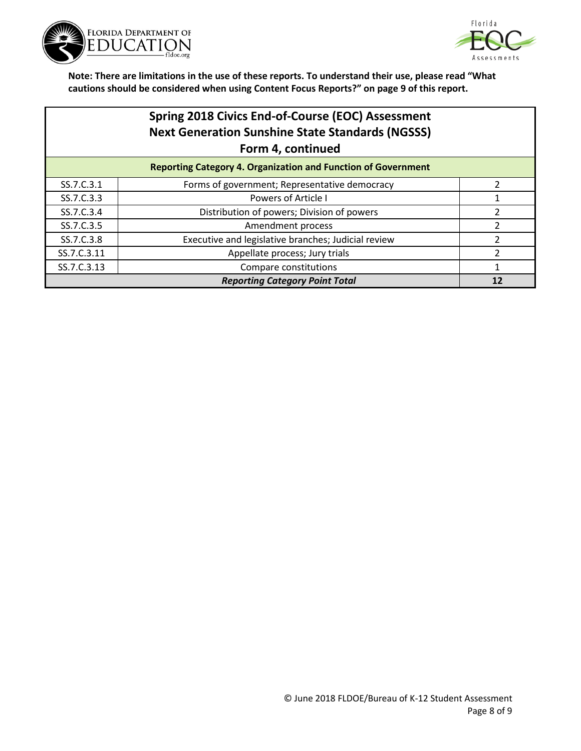**Note: There are limitations in the use of these reports. To understand their use, please read "What cautions should be considered when using Content Focus Reports?" on page 9 of this report.**

## Spring 2018 Civics End-of-Course (EOC) Assessment Next Generation Sunshine State Standards (NGSSS) Form 4, continued

| Reporting Category 4. Organization and Function of Government | | |
|---|---|---|
| SS.7.C.3.1 | Forms of government; Representative democracy | 2 |
| SS.7.C.3.3 | Powers of Article I | 1 |
| SS.7.C.3.4 | Distribution of powers; Division of powers | 2 |
| SS.7.C.3.5 | Amendment process | 2 |
| SS.7.C.3.8 | Executive and legislative branches; Judicial review | 2 |
| SS.7.C.3.11 | Appellate process; Jury trials | 2 |
| SS.7.C.3.13 | Compare constitutions | 1 |
| ***Reporting Category Point Total*** | | **12** |

© June 2018 FLDOE/Bureau of K-12 Student Assessment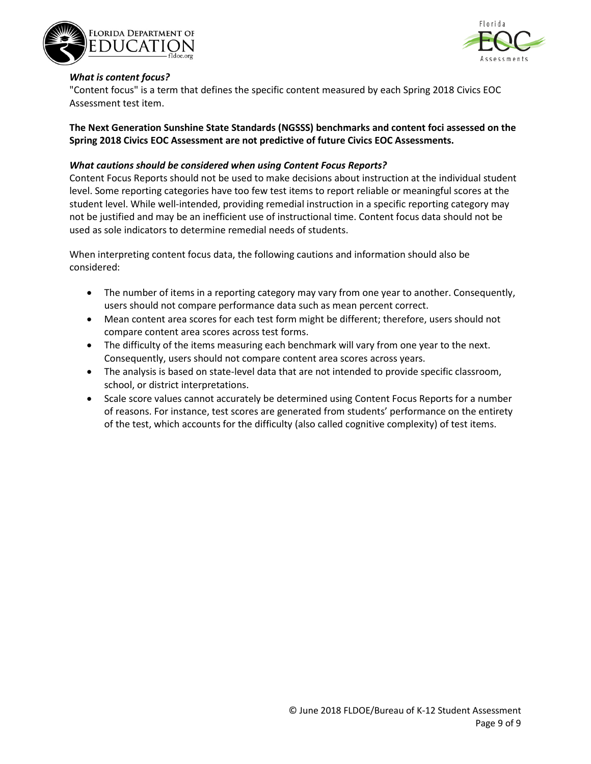***What is content focus?***

"Content focus" is a term that defines the specific content measured by each Spring 2018 Civics EOC Assessment test item.

**The Next Generation Sunshine State Standards (NGSSS) benchmarks and content foci assessed on the Spring 2018 Civics EOC Assessment are not predictive of future Civics EOC Assessments.**

***What cautions should be considered when using Content Focus Reports?***

Content Focus Reports should not be used to make decisions about instruction at the individual student level. Some reporting categories have too few test items to report reliable or meaningful scores at the student level. While well-intended, providing remedial instruction in a specific reporting category may not be justified and may be an inefficient use of instructional time. Content focus data should not be used as sole indicators to determine remedial needs of students.

When interpreting content focus data, the following cautions and information should also be considered:

- The number of items in a reporting category may vary from one year to another. Consequently, users should not compare performance data such as mean percent correct.
- Mean content area scores for each test form might be different; therefore, users should not compare content area scores across test forms.
- The difficulty of the items measuring each benchmark will vary from one year to the next. Consequently, users should not compare content area scores across years.
- The analysis is based on state-level data that are not intended to provide specific classroom, school, or district interpretations.
- Scale score values cannot accurately be determined using Content Focus Reports for a number of reasons. For instance, test scores are generated from students' performance on the entirety of the test, which accounts for the difficulty (also called cognitive complexity) of test items.

© June 2018 FLDOE/Bureau of K-12 Student Assessment